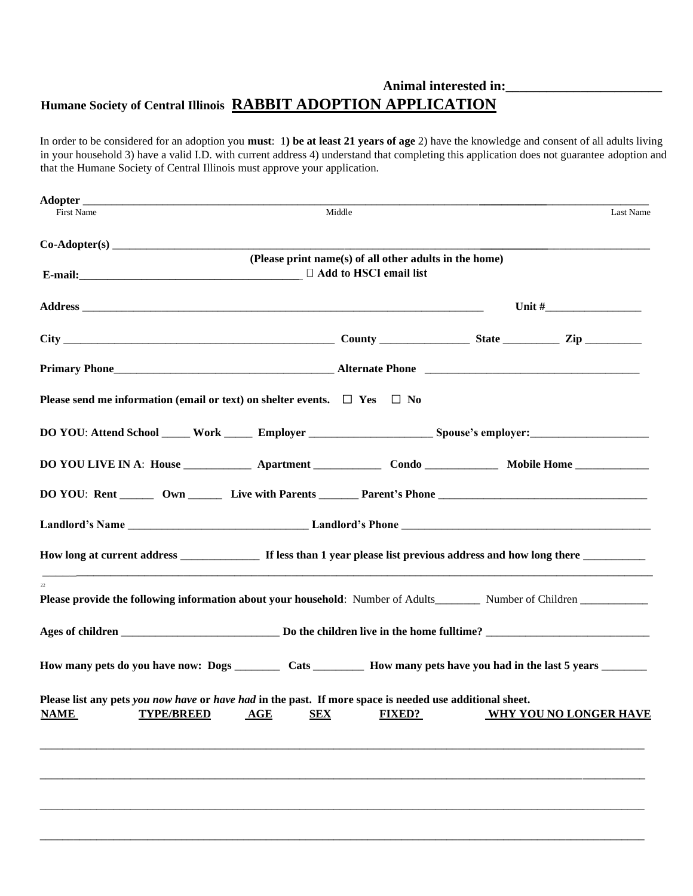**Animal interested in:\_\_\_\_\_\_\_\_\_\_\_\_\_\_\_\_\_\_\_\_\_\_\_**

**Humane Society of Central Illinois** **RABBIT ADOPTION APPLICATION**

In order to be considered for an adoption you **must**: 1**) be at least 21 years of age** 2) have the knowledge and consent of all adults living in your household 3) have a valid I.D. with current address 4) understand that completing this application does not guarantee adoption and that the Humane Society of Central Illinois must approve your application.

**Adopter** \_\_\_\_\_\_\_\_\_\_\_\_\_\_\_\_\_\_\_\_\_\_\_\_\_\_\_\_\_\_\_\_\_\_\_\_\_\_\_\_\_\_\_\_\_\_\_\_\_\_\_\_\_\_\_\_\_\_\_\_\_\_\_\_\_\_\_\_\_\_\_\_\_\_\_\_\_\_\_\_\_\_\_\_\_\_\_

First Name                                        Middle                                        Last Name

**Co-Adopter(s)** \_\_\_\_\_\_\_\_\_\_\_\_\_\_\_\_\_\_\_\_\_\_\_\_\_\_\_\_\_\_\_\_\_\_\_\_\_\_\_\_\_\_\_\_\_\_\_\_\_\_\_\_\_\_\_\_\_\_\_\_\_\_\_\_\_\_\_\_\_\_\_\_\_\_\_\_\_\_\_\_\_

**(Please print name(s) of all other adults in the home)**

**E-mail:**\_\_\_\_\_\_\_\_\_\_\_\_\_\_\_\_\_\_\_\_\_\_\_\_\_\_\_\_\_\_\_\_\_\_\_\_\_\_\_ ☐ **Add to HSCI email list**

**Address** \_\_\_\_\_\_\_\_\_\_\_\_\_\_\_\_\_\_\_\_\_\_\_\_\_\_\_\_\_\_\_\_\_\_\_\_\_\_\_\_\_\_\_\_\_\_\_\_\_\_\_\_\_\_\_\_\_\_\_\_\_\_\_\_\_\_\_\_\_\_\_\_\_\_ **Unit #**\_\_\_\_\_\_\_\_\_\_\_\_\_\_\_\_\_

**City** \_\_\_\_\_\_\_\_\_\_\_\_\_\_\_\_\_\_\_\_\_\_\_\_\_\_\_\_\_\_\_\_\_\_\_\_\_\_\_\_\_\_\_\_\_\_\_\_\_\_\_ **County** \_\_\_\_\_\_\_\_\_\_\_\_\_\_\_\_ **State** \_\_\_\_\_\_\_\_\_\_ **Zip** \_\_\_\_\_\_\_\_\_\_

**Primary Phone**\_\_\_\_\_\_\_\_\_\_\_\_\_\_\_\_\_\_\_\_\_\_\_\_\_\_\_\_\_\_\_\_\_\_\_\_\_\_\_\_ **Alternate Phone** \_\_\_\_\_\_\_\_\_\_\_\_\_\_\_\_\_\_\_\_\_\_\_\_\_\_\_\_\_\_\_\_\_\_\_\_\_\_\_

**Please send me information (email or text) on shelter events.** ☐ **Yes** ☐ **No**

**DO YOU**: **Attend School** \_\_\_\_\_ **Work** \_\_\_\_\_ **Employer** \_\_\_\_\_\_\_\_\_\_\_\_\_\_\_\_\_\_\_\_\_\_ **Spouse's employer:**\_\_\_\_\_\_\_\_\_\_\_\_\_\_\_\_\_\_\_\_\_

**DO YOU LIVE IN A**: **House** \_\_\_\_\_\_\_\_\_\_\_\_ **Apartment** \_\_\_\_\_\_\_\_\_\_\_\_ **Condo** \_\_\_\_\_\_\_\_\_\_\_\_\_ **Mobile Home** \_\_\_\_\_\_\_\_\_\_\_\_\_

**DO YOU**: **Rent** \_\_\_\_\_\_ **Own** \_\_\_\_\_\_ **Live with Parents** \_\_\_\_\_\_\_ **Parent's Phone** \_\_\_\_\_\_\_\_\_\_\_\_\_\_\_\_\_\_\_\_\_\_\_\_\_\_\_\_\_\_\_\_\_\_\_\_\_

**Landlord's Name** \_\_\_\_\_\_\_\_\_\_\_\_\_\_\_\_\_\_\_\_\_\_\_\_\_\_\_\_\_\_\_\_ **Landlord's Phone** \_\_\_\_\_\_\_\_\_\_\_\_\_\_\_\_\_\_\_\_\_\_\_\_\_\_\_\_\_\_\_\_\_\_\_\_\_\_\_\_\_\_\_\_

**How long at current address** \_\_\_\_\_\_\_\_\_\_\_\_\_\_ **If less than 1 year please list previous address and how long there** \_\_\_\_\_\_\_\_\_\_\_

\_\_\_\_\_\_\_\_\_\_\_\_\_\_\_\_\_\_\_\_\_\_\_\_\_\_\_\_\_\_\_\_\_\_\_\_\_\_\_\_\_\_\_\_\_\_\_\_\_\_\_\_\_\_\_\_\_\_\_\_\_\_\_\_\_\_\_\_\_\_\_\_\_\_\_\_\_\_\_\_\_\_\_\_\_\_\_\_\_\_\_\_\_\_\_\_\_\_\_\_\_\_\_\_\_

22

**Please provide the following information about your household**: Number of Adults\_\_\_\_\_\_\_\_ Number of Children \_\_\_\_\_\_\_\_\_\_\_

**Ages of children** \_\_\_\_\_\_\_\_\_\_\_\_\_\_\_\_\_\_\_\_\_\_\_\_\_\_\_\_ **Do the children live in the home fulltime?** \_\_\_\_\_\_\_\_\_\_\_\_\_\_\_\_\_\_\_\_\_\_\_\_\_\_\_\_\_

**How many pets do you have now: Dogs** \_\_\_\_\_\_\_\_ **Cats** \_\_\_\_\_\_\_\_\_ **How many pets have you had in the last 5 years** \_\_\_\_\_\_\_\_

**Please list any pets *you now have* or *have had* in the past. If more space is needed use additional sheet.**

| NAME | TYPE/BREED | AGE | SEX | FIXED? | WHY YOU NO LONGER HAVE |
|---|---|---|---|---|---|
| | | | | | |
| | | | | | |
| | | | | | |
| | | | | | |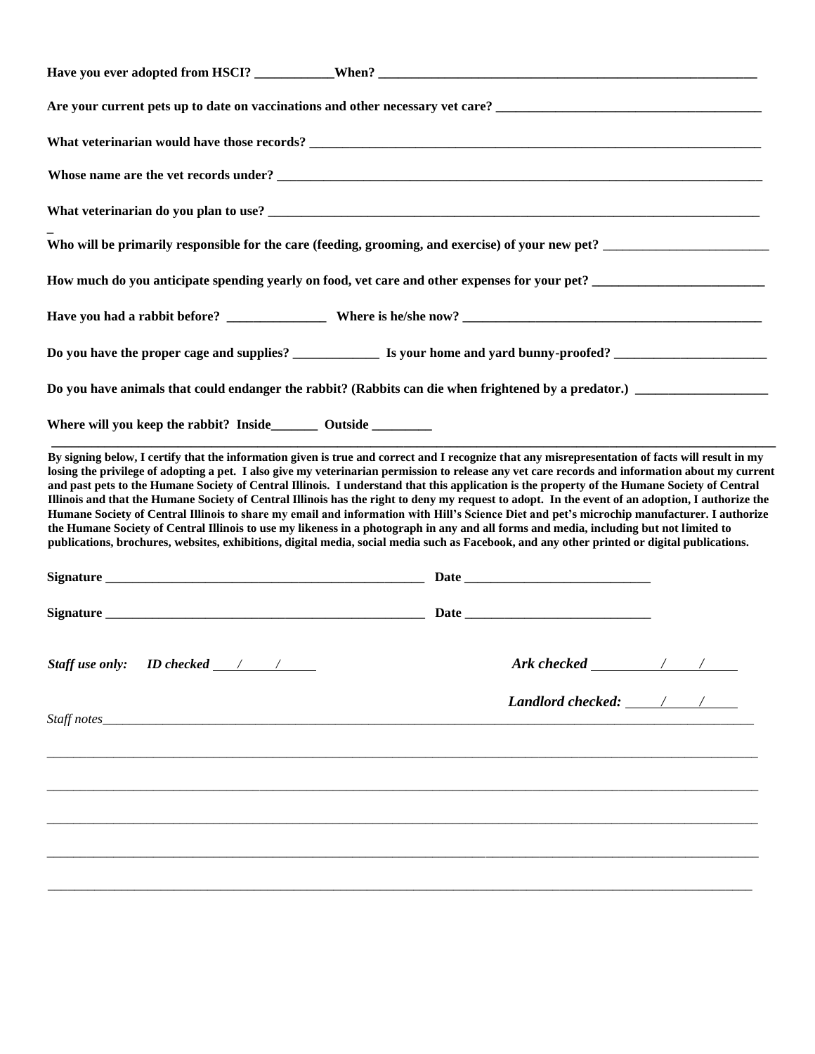**Have you ever adopted from HSCI? ___________When? ___________________________________________________**

**Are your current pets up to date on vaccinations and other necessary vet care? ___________________________________**

**What veterinarian would have those records? ___________________________________________________________**

**Whose name are the vet records under? _______________________________________________________________**

**What veterinarian do you plan to use? ________________________________________________________________**

**Who will be primarily responsible for the care (feeding, grooming, and exercise) of your new pet?** ________________________

**How much do you anticipate spending yearly on food, vet care and other expenses for your pet? ________________________**

**Have you had a rabbit before? ______________ Where is he/she now? ________________________________________**

**Do you have the proper cage and supplies? ____________ Is your home and yard bunny-proofed? ______________________**

**Do you have animals that could endanger the rabbit? (Rabbits can die when frightened by a predator.) ___________________**

**Where will you keep the rabbit? Inside_______ Outside _________**

**By signing below, I certify that the information given is true and correct and I recognize that any misrepresentation of facts will result in my losing the privilege of adopting a pet. I also give my veterinarian permission to release any vet care records and information about my current and past pets to the Humane Society of Central Illinois. I understand that this application is the property of the Humane Society of Central Illinois and that the Humane Society of Central Illinois has the right to deny my request to adopt. In the event of an adoption, I authorize the Humane Society of Central Illinois to share my email and information with Hill's Science Diet and pet's microchip manufacturer. I authorize the Humane Society of Central Illinois to use my likeness in a photograph in any and all forms and media, including but not limited to publications, brochures, websites, exhibitions, digital media, social media such as Facebook, and any other printed or digital publications.**

**Signature _______________________________________________ Date ___________________________**

**Signature _______________________________________________ Date ___________________________**

***Staff use only: ID checked*** ___/___/___ ***Ark checked*** ___/___/___

***Landlord checked:*** ___/___/___

*Staff notes*________________________________________________________________________________

____________________________________________________________________________________________

____________________________________________________________________________________________

____________________________________________________________________________________________

____________________________________________________________________________________________

____________________________________________________________________________________________